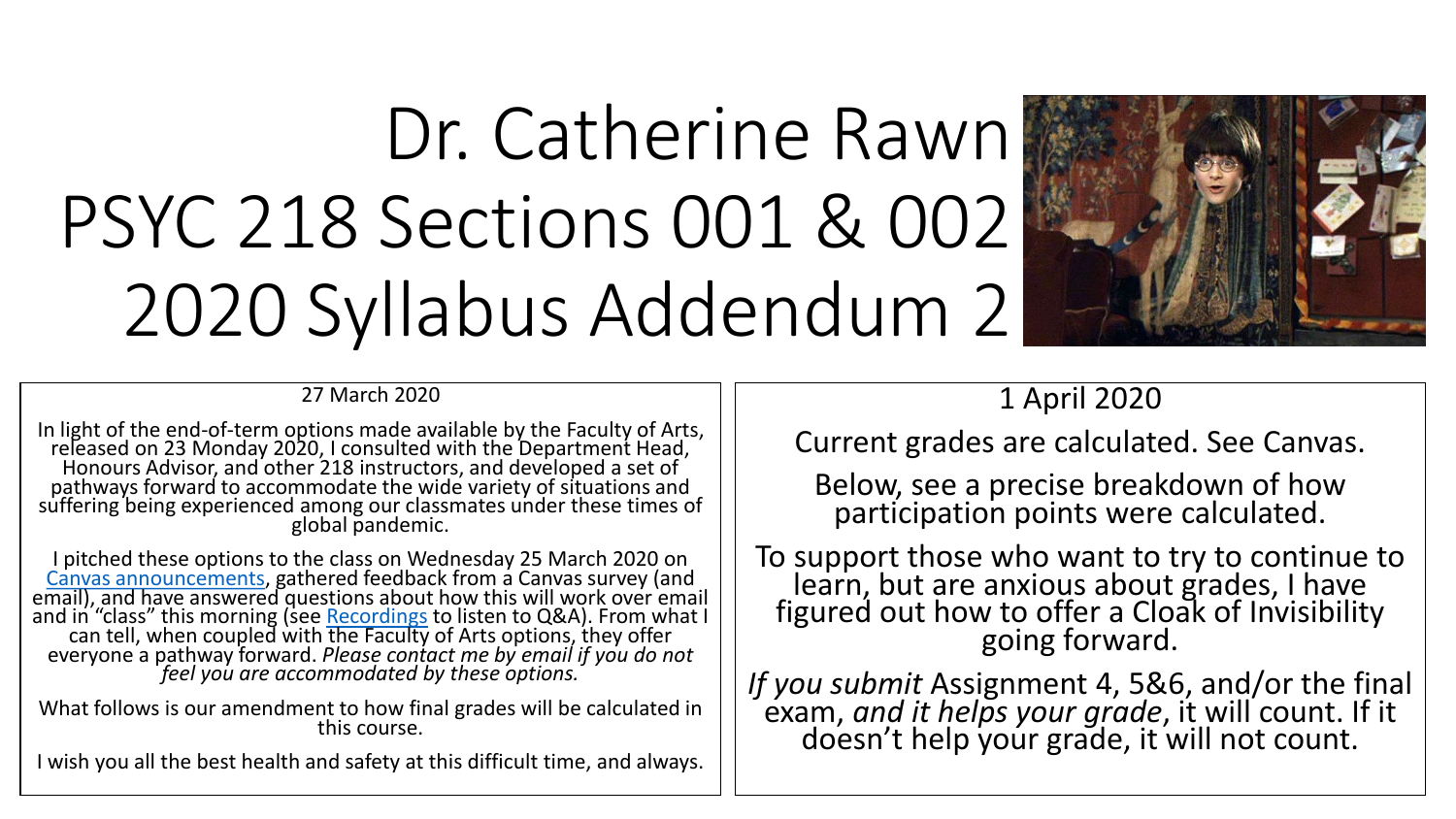# Dr. Catherine Rawn PSYC 218 Sections 001 & 002 2020 Syllabus Addendum 2

27 March 2020

In light of the end-of-term options made available by the Faculty of Arts, released on 23 Monday 2020, I consulted with the Department Head, Honours Advisor, and other 218 instructors, and developed a set of pathways forward to accommodate the wide variety of situations and suffering being experienced among our classmates under these times of global pandemic.

I pitched these options to the class on Wednesday 25 March 2020 on Canvas announcements, gathered feedback from a Canvas survey (and email), and have answered questions about how this will work over email and in "class" this morning (see Recordings to listen to Q&A). From what I can tell, when coupled with the Faculty of Arts options, they offer everyone a pathway forward. *Please contact me by email if you do not feel you are accommodated by these options.*

What follows is our amendment to how final grades will be calculated in this course.

I wish you all the best health and safety at this difficult time, and always.

1 April 2020

Current grades are calculated. See Canvas.

Below, see a precise breakdown of how participation points were calculated.

To support those who want to try to continue to learn, but are anxious about grades, I have figured out how to offer a Cloak of Invisibility going forward.

*If you submit* Assignment 4, 5&6, and/or the final exam, *and it helps your grade*, it will count. If it doesn't help your grade, it will not count.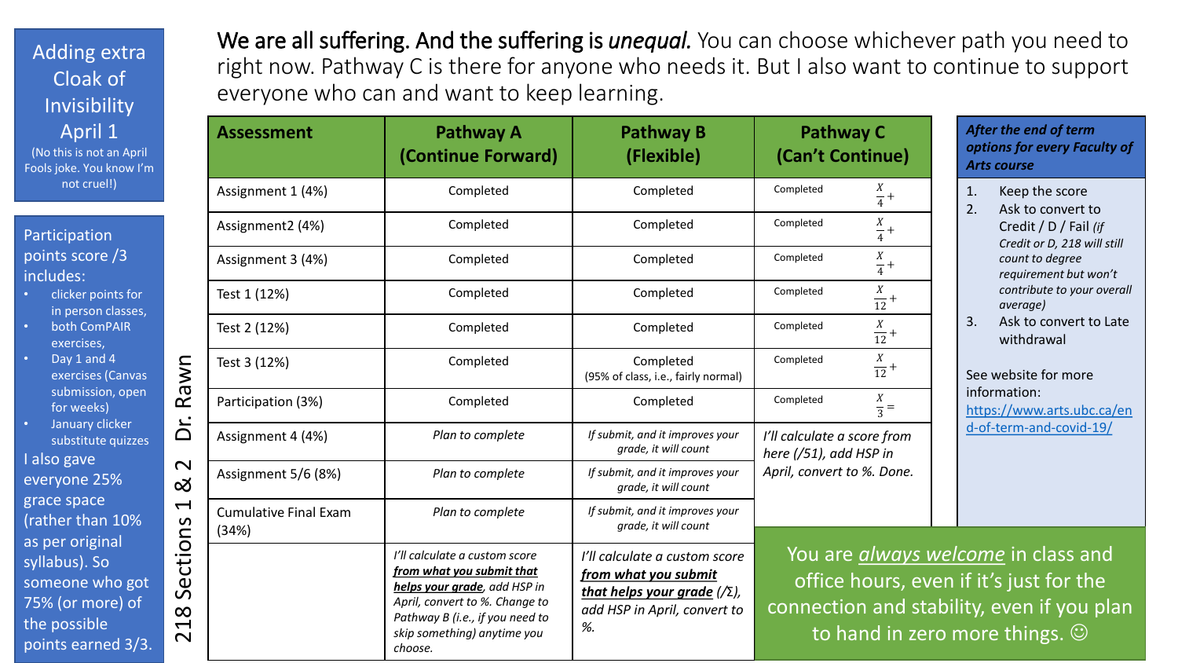## Adding extra Cloak of Invisibility April 1

(No this is not an April Fools joke. You know I'm not cruel!)

Participation points score /3 includes:

- clicker points for in person classes,
- both ComPAIR exercises,
- Day 1 and 4 exercises (Canvas submission, open for weeks)
- January clicker substitute quizzes

I also gave everyone 25% grace space (rather than 10% as per original syllabus). So someone who got 75% (or more) of the possible points earned 3/3.

218 Sections 1 & 2 Dr. Rawn

**We are all suffering. And the suffering is *unequal*.** You can choose whichever path you need to right now. Pathway C is there for anyone who needs it. But I also want to continue to support everyone who can and want to keep learning.

| Assessment | Pathway A (Continue Forward) | Pathway B (Flexible) | Pathway C (Can't Continue) | |
|---|---|---|---|---|
| Assignment 1 (4%) | Completed | Completed | Completed | $\frac{X}{4}+$ |
| Assignment2 (4%) | Completed | Completed | Completed | $\frac{X}{4}+$ |
| Assignment 3 (4%) | Completed | Completed | Completed | $\frac{X}{4}+$ |
| Test 1 (12%) | Completed | Completed | Completed | $\frac{X}{12}+$ |
| Test 2 (12%) | Completed | Completed | Completed | $\frac{X}{12}+$ |
| Test 3 (12%) | Completed | Completed (95% of class, i.e., fairly normal) | Completed | $\frac{X}{12}+$ |
| Participation (3%) | Completed | Completed | Completed | $\frac{X}{3}=$ |
| Assignment 4 (4%) | *Plan to complete* | *If submit, and it improves your grade, it will count* | *I'll calculate a score from here (/51), add HSP in April, convert to %. Done.* | |
| Assignment 5/6 (8%) | *Plan to complete* | *If submit, and it improves your grade, it will count* | | |
| Cumulative Final Exam (34%) | *Plan to complete* | *If submit, and it improves your grade, it will count* | | |
| | *I'll calculate a custom score **from what you submit that helps your grade**, add HSP in April, convert to %. Change to Pathway B (i.e., if you need to skip something) anytime you choose.* | *I'll calculate a custom score **from what you submit that helps your grade** (/Σ), add HSP in April, convert to %.* | | |

***After the end of term options for every Faculty of Arts course***

1. Keep the score
2. Ask to convert to Credit / D / Fail *(if Credit or D, 218 will still count to degree requirement but won't contribute to your overall average)*
3. Ask to convert to Late withdrawal

See website for more information: https://www.arts.ubc.ca/end-of-term-and-covid-19/

You are ***always welcome*** in class and office hours, even if it's just for the connection and stability, even if you plan to hand in zero more things. ☺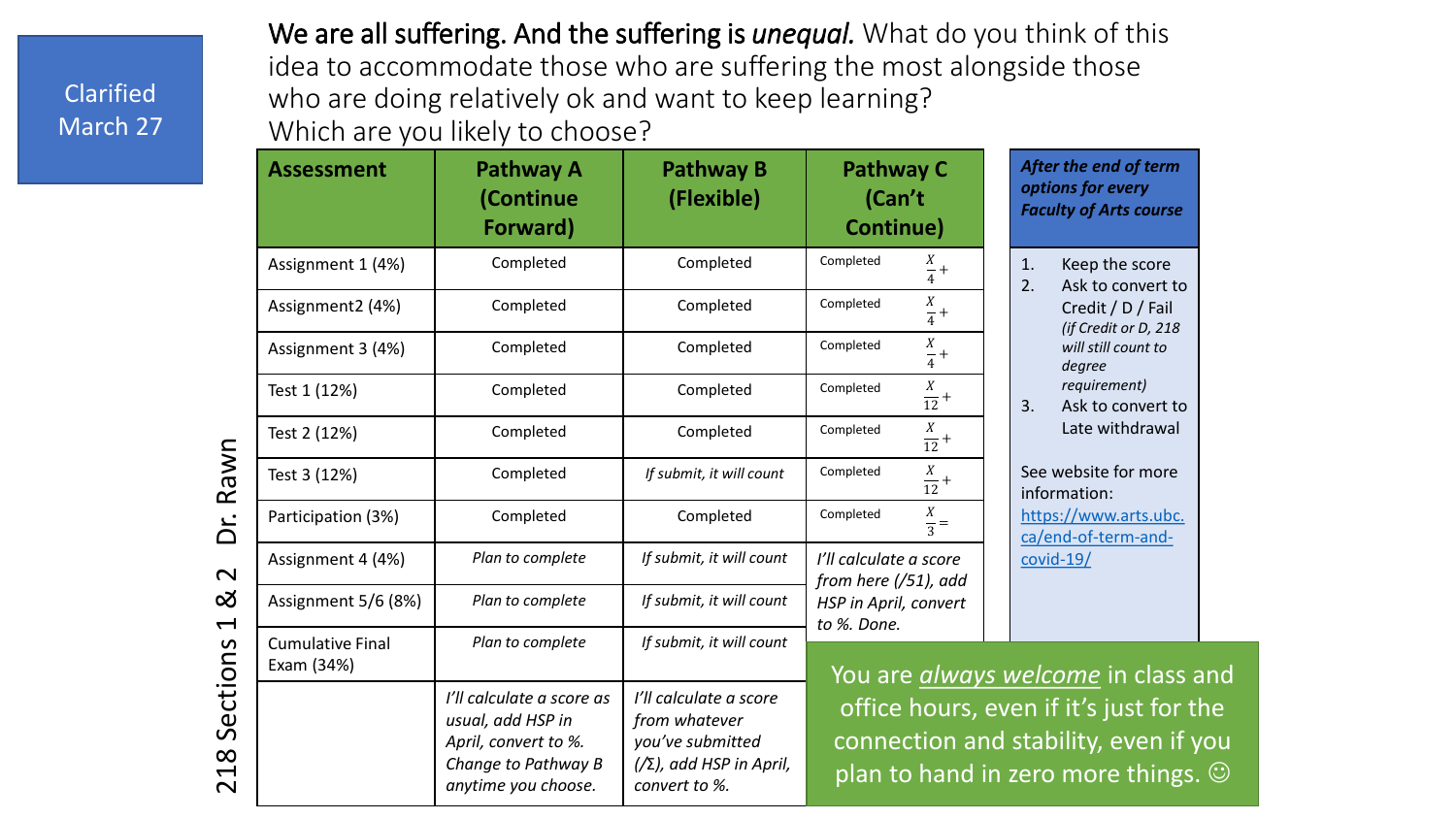Clarified March 27

**We are all suffering. And the suffering is *unequal*.** What do you think of this idea to accommodate those who are suffering the most alongside those who are doing relatively ok and want to keep learning?
Which are you likely to choose?

| Assessment | Pathway A (Continue Forward) | Pathway B (Flexible) | Pathway C (Can't Continue) |
|---|---|---|---|
| Assignment 1 (4%) | Completed | Completed | Completed $\frac{X}{4}+$ |
| Assignment2 (4%) | Completed | Completed | Completed $\frac{X}{4}+$ |
| Assignment 3 (4%) | Completed | Completed | Completed $\frac{X}{4}+$ |
| Test 1 (12%) | Completed | Completed | Completed $\frac{X}{12}+$ |
| Test 2 (12%) | Completed | Completed | Completed $\frac{X}{12}+$ |
| Test 3 (12%) | Completed | *If submit, it will count* | Completed $\frac{X}{12}+$ |
| Participation (3%) | Completed | Completed | Completed $\frac{X}{3}=$ |
| Assignment 4 (4%) | *Plan to complete* | *If submit, it will count* | *I'll calculate a score from here (/51), add HSP in April, convert to %. Done.* |
| Assignment 5/6 (8%) | *Plan to complete* | *If submit, it will count* | |
| Cumulative Final Exam (34%) | *Plan to complete* | *If submit, it will count* | |
| | *I'll calculate a score as usual, add HSP in April, convert to %. Change to Pathway B anytime you choose.* | *I'll calculate a score from whatever you've submitted (/Σ), add HSP in April, convert to %.* | |

***After the end of term options for every Faculty of Arts course***

1. Keep the score
2. Ask to convert to Credit / D / Fail *(if Credit or D, 218 will still count to degree requirement)*
3. Ask to convert to Late withdrawal

See website for more information: https://www.arts.ubc.ca/end-of-term-and-covid-19/

You are *always welcome* in class and office hours, even if it's just for the connection and stability, even if you plan to hand in zero more things. ☺

218 Sections 1 & 2 Dr. Rawn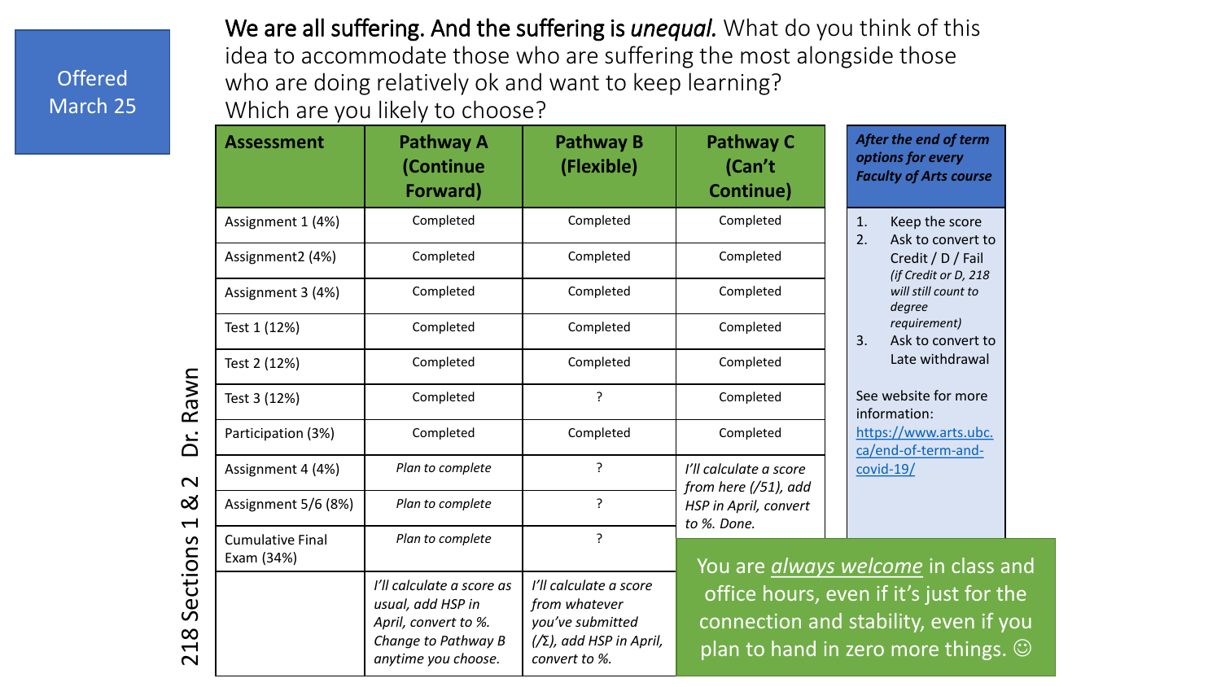Offered March 25

**We are all suffering. And the suffering is *unequal*.** What do you think of this idea to accommodate those who are suffering the most alongside those who are doing relatively ok and want to keep learning?
Which are you likely to choose?

218 Sections 1 & 2 Dr. Rawn

| Assessment | Pathway A (Continue Forward) | Pathway B (Flexible) | Pathway C (Can't Continue) |
|---|---|---|---|
| Assignment 1 (4%) | Completed | Completed | Completed |
| Assignment2 (4%) | Completed | Completed | Completed |
| Assignment 3 (4%) | Completed | Completed | Completed |
| Test 1 (12%) | Completed | Completed | Completed |
| Test 2 (12%) | Completed | Completed | Completed |
| Test 3 (12%) | Completed | ? | Completed |
| Participation (3%) | Completed | Completed | Completed |
| Assignment 4 (4%) | *Plan to complete* | ? | *I'll calculate a score from here (/51), add HSP in April, convert to %. Done.* |
| Assignment 5/6 (8%) | *Plan to complete* | ? | |
| Cumulative Final Exam (34%) | *Plan to complete* | ? | |
| | *I'll calculate a score as usual, add HSP in April, convert to %. Change to Pathway B anytime you choose.* | *I'll calculate a score from whatever you've submitted (/Σ), add HSP in April, convert to %.* | |

***After the end of term options for every Faculty of Arts course***

1. Keep the score
2. Ask to convert to Credit / D / Fail *(if Credit or D, 218 will still count to degree requirement)*
3. Ask to convert to Late withdrawal

See website for more information: https://www.arts.ubc.ca/end-of-term-and-covid-19/

You are *always welcome* in class and office hours, even if it's just for the connection and stability, even if you plan to hand in zero more things. ☺